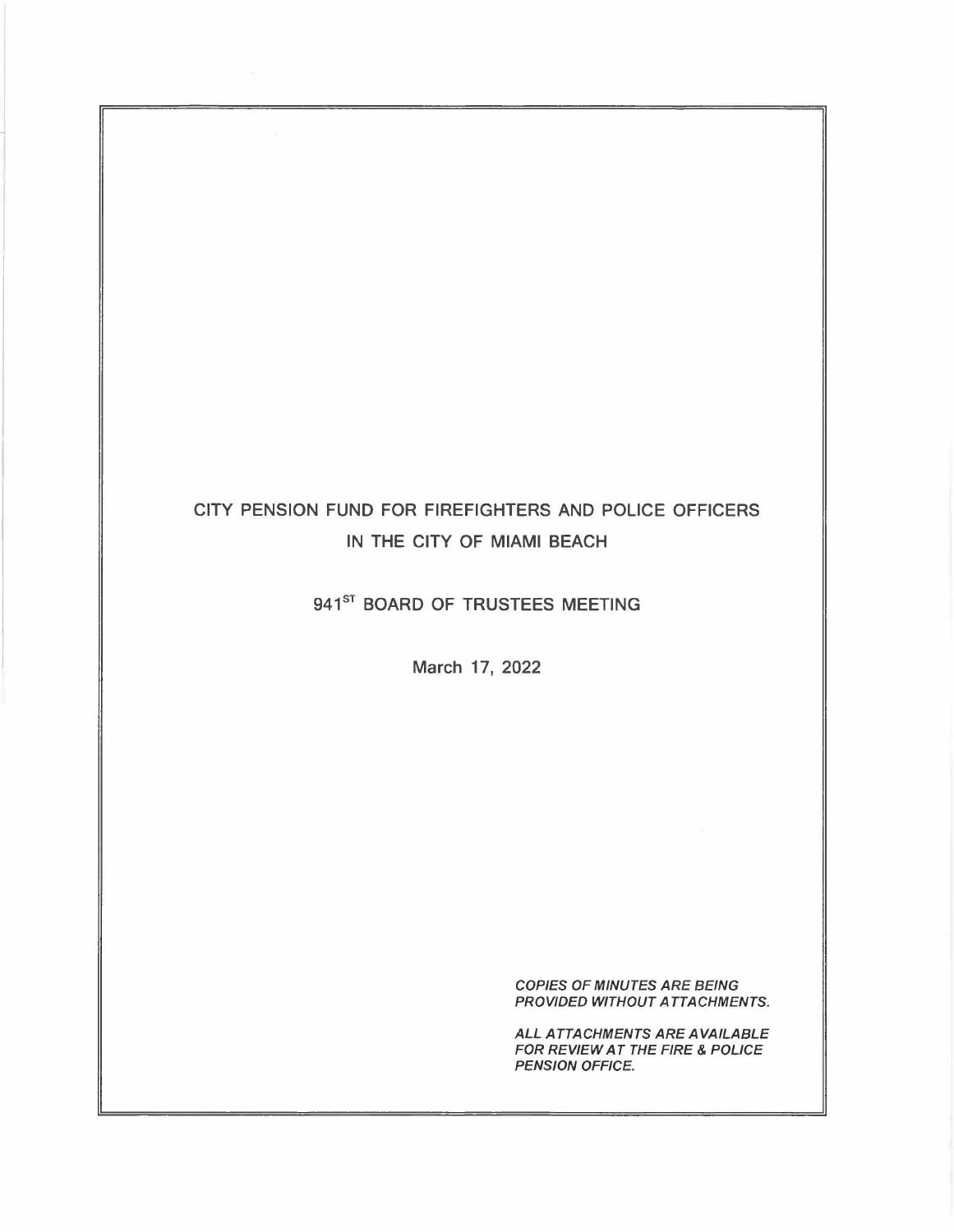# CITY PENSION FUND FOR FIREFIGHTERS AND POLICE OFFICERS IN THE CITY OF MIAMI BEACH

## 941ST BOARD OF TRUSTEES MEETING

March 17, 2022

***COPIES OF MINUTES ARE BEING PROVIDED WITHOUT ATTACHMENTS.***

***ALL ATTACHMENTS ARE AVAILABLE FOR REVIEW AT THE FIRE & POLICE PENSION OFFICE.***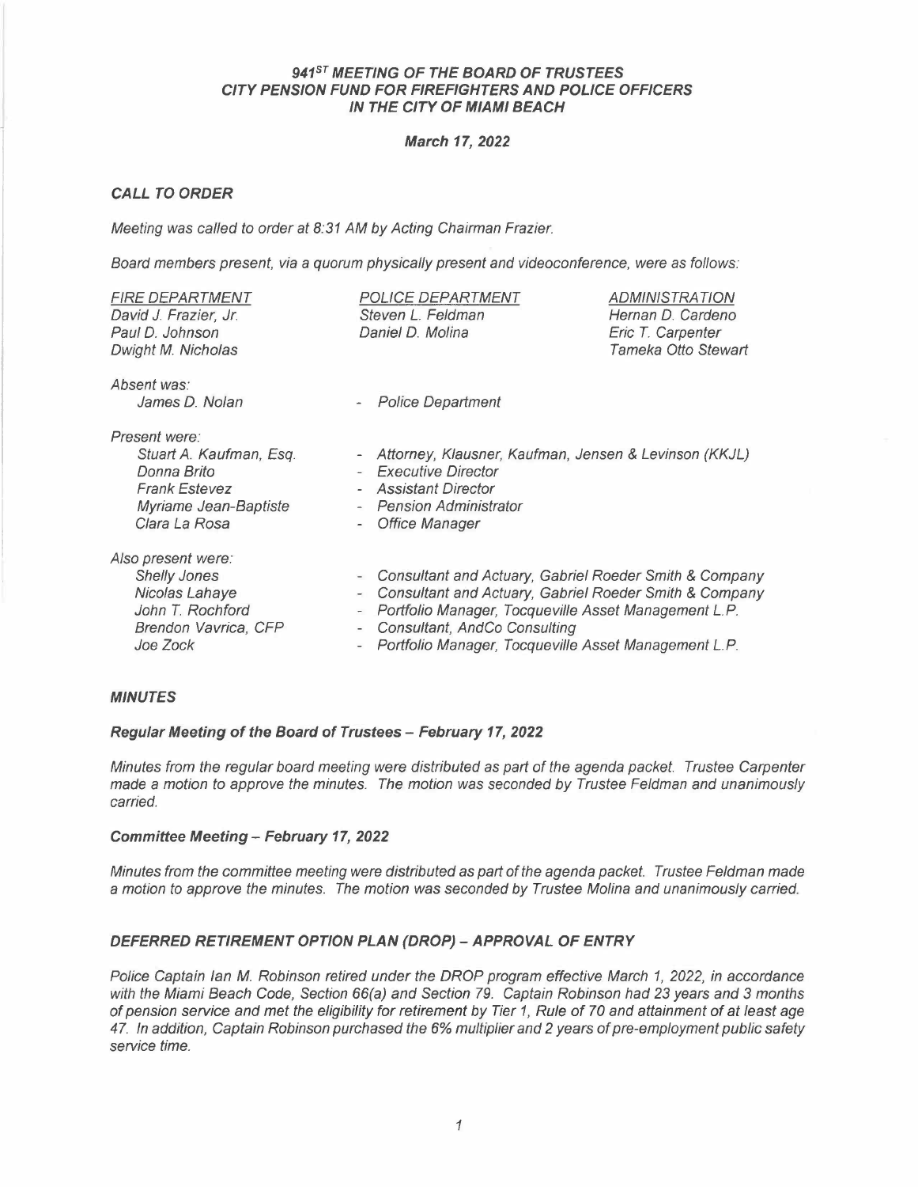## 941ST MEETING OF THE BOARD OF TRUSTEES CITY PENSION FUND FOR FIREFIGHTERS AND POLICE OFFICERS IN THE CITY OF MIAMI BEACH

**March 17, 2022**

### CALL TO ORDER

*Meeting was called to order at 8:31 AM by Acting Chairman Frazier.*

*Board members present, via a quorum physically present and videoconference, were as follows:*

| FIRE DEPARTMENT | POLICE DEPARTMENT | ADMINISTRATION |
|---|---|---|
| David J. Frazier, Jr. | Steven L. Feldman | Hernan D. Cardeno |
| Paul D. Johnson | Daniel D. Molina | Eric T. Carpenter |
| Dwight M. Nicholas | | Tameka Otto Stewart |

*Absent was:*

| | |
|---|---|
| James D. Nolan | - Police Department |

*Present were:*

| | |
|---|---|
| Stuart A. Kaufman, Esq. | - Attorney, Klausner, Kaufman, Jensen & Levinson (KKJL) |
| Donna Brito | - Executive Director |
| Frank Estevez | - Assistant Director |
| Myriame Jean-Baptiste | - Pension Administrator |
| Clara La Rosa | - Office Manager |

*Also present were:*

| | |
|---|---|
| Shelly Jones | - Consultant and Actuary, Gabriel Roeder Smith & Company |
| Nicolas Lahaye | - Consultant and Actuary, Gabriel Roeder Smith & Company |
| John T. Rochford | - Portfolio Manager, Tocqueville Asset Management L.P. |
| Brendon Vavrica, CFP | - Consultant, AndCo Consulting |
| Joe Zock | - Portfolio Manager, Tocqueville Asset Management L.P. |

### MINUTES

#### Regular Meeting of the Board of Trustees – February 17, 2022

*Minutes from the regular board meeting were distributed as part of the agenda packet. Trustee Carpenter made a motion to approve the minutes. The motion was seconded by Trustee Feldman and unanimously carried.*

#### Committee Meeting – February 17, 2022

*Minutes from the committee meeting were distributed as part of the agenda packet. Trustee Feldman made a motion to approve the minutes. The motion was seconded by Trustee Molina and unanimously carried.*

### DEFERRED RETIREMENT OPTION PLAN (DROP) – APPROVAL OF ENTRY

*Police Captain Ian M. Robinson retired under the DROP program effective March 1, 2022, in accordance with the Miami Beach Code, Section 66(a) and Section 79. Captain Robinson had 23 years and 3 months of pension service and met the eligibility for retirement by Tier 1, Rule of 70 and attainment of at least age 47. In addition, Captain Robinson purchased the 6% multiplier and 2 years of pre-employment public safety service time.*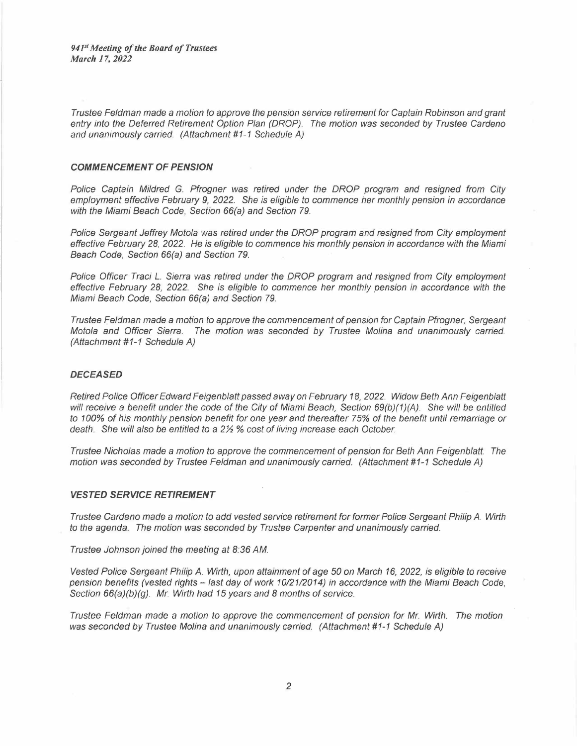*Trustee Feldman made a motion to approve the pension service retirement for Captain Robinson and grant entry into the Deferred Retirement Option Plan (DROP). The motion was seconded by Trustee Cardeno and unanimously carried. (Attachment #1-1 Schedule A)*

### ***COMMENCEMENT OF PENSION***

*Police Captain Mildred G. Pfrogner was retired under the DROP program and resigned from City employment effective February 9, 2022. She is eligible to commence her monthly pension in accordance with the Miami Beach Code, Section 66(a) and Section 79.*

*Police Sergeant Jeffrey Motola was retired under the DROP program and resigned from City employment effective February 28, 2022. He is eligible to commence his monthly pension in accordance with the Miami Beach Code, Section 66(a) and Section 79.*

*Police Officer Traci L. Sierra was retired under the DROP program and resigned from City employment effective February 28, 2022. She is eligible to commence her monthly pension in accordance with the Miami Beach Code, Section 66(a) and Section 79.*

*Trustee Feldman made a motion to approve the commencement of pension for Captain Pfrogner, Sergeant Motola and Officer Sierra. The motion was seconded by Trustee Molina and unanimously carried. (Attachment #1-1 Schedule A)*

### ***DECEASED***

*Retired Police Officer Edward Feigenblatt passed away on February 18, 2022. Widow Beth Ann Feigenblatt will receive a benefit under the code of the City of Miami Beach, Section 69(b)(1)(A). She will be entitled to 100% of his monthly pension benefit for one year and thereafter 75% of the benefit until remarriage or death. She will also be entitled to a 2½ % cost of living increase each October.*

*Trustee Nicholas made a motion to approve the commencement of pension for Beth Ann Feigenblatt. The motion was seconded by Trustee Feldman and unanimously carried. (Attachment #1-1 Schedule A)*

### ***VESTED SERVICE RETIREMENT***

*Trustee Cardeno made a motion to add vested service retirement for former Police Sergeant Philip A. Wirth to the agenda. The motion was seconded by Trustee Carpenter and unanimously carried.*

*Trustee Johnson joined the meeting at 8:36 AM.*

*Vested Police Sergeant Philip A. Wirth, upon attainment of age 50 on March 16, 2022, is eligible to receive pension benefits (vested rights – last day of work 10/21/2014) in accordance with the Miami Beach Code, Section 66(a)(b)(g). Mr. Wirth had 15 years and 8 months of service.*

*Trustee Feldman made a motion to approve the commencement of pension for Mr. Wirth. The motion was seconded by Trustee Molina and unanimously carried. (Attachment #1-1 Schedule A)*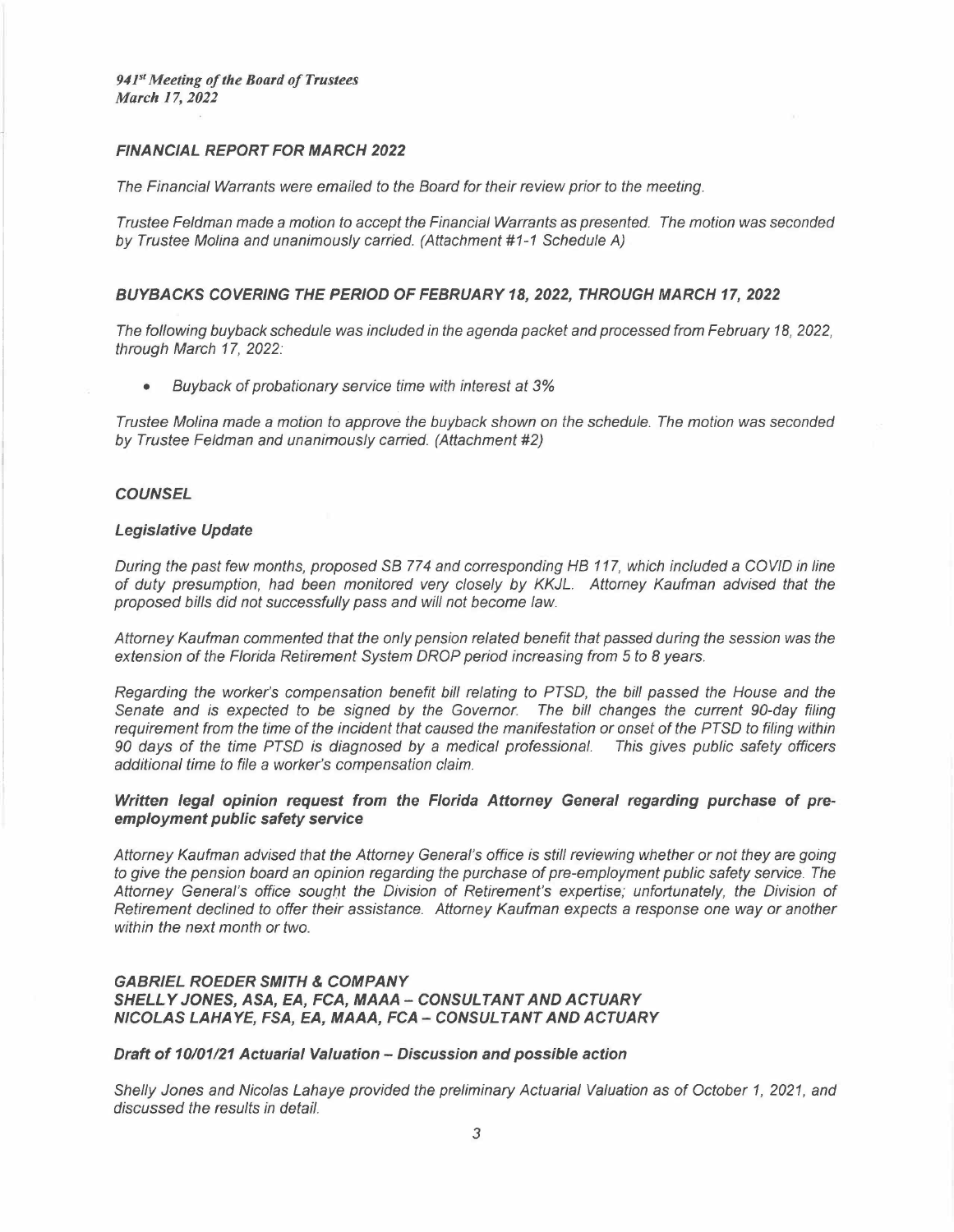*941st Meeting of the Board of Trustees*
*March 17, 2022*

### *FINANCIAL REPORT FOR MARCH 2022*

*The Financial Warrants were emailed to the Board for their review prior to the meeting.*

*Trustee Feldman made a motion to accept the Financial Warrants as presented. The motion was seconded by Trustee Molina and unanimously carried. (Attachment #1-1 Schedule A)*

### *BUYBACKS COVERING THE PERIOD OF FEBRUARY 18, 2022, THROUGH MARCH 17, 2022*

*The following buyback schedule was included in the agenda packet and processed from February 18, 2022, through March 17, 2022:*

- *Buyback of probationary service time with interest at 3%*

*Trustee Molina made a motion to approve the buyback shown on the schedule. The motion was seconded by Trustee Feldman and unanimously carried. (Attachment #2)*

### *COUNSEL*

#### *Legislative Update*

*During the past few months, proposed SB 774 and corresponding HB 117, which included a COVID in line of duty presumption, had been monitored very closely by KKJL. Attorney Kaufman advised that the proposed bills did not successfully pass and will not become law.*

*Attorney Kaufman commented that the only pension related benefit that passed during the session was the extension of the Florida Retirement System DROP period increasing from 5 to 8 years.*

*Regarding the worker's compensation benefit bill relating to PTSD, the bill passed the House and the Senate and is expected to be signed by the Governor. The bill changes the current 90-day filing requirement from the time of the incident that caused the manifestation or onset of the PTSD to filing within 90 days of the time PTSD is diagnosed by a medical professional. This gives public safety officers additional time to file a worker's compensation claim.*

#### *Written legal opinion request from the Florida Attorney General regarding purchase of pre-employment public safety service*

*Attorney Kaufman advised that the Attorney General's office is still reviewing whether or not they are going to give the pension board an opinion regarding the purchase of pre-employment public safety service. The Attorney General's office sought the Division of Retirement's expertise; unfortunately, the Division of Retirement declined to offer their assistance. Attorney Kaufman expects a response one way or another within the next month or two.*

### *GABRIEL ROEDER SMITH & COMPANY*
### *SHELLY JONES, ASA, EA, FCA, MAAA – CONSULTANT AND ACTUARY*
### *NICOLAS LAHAYE, FSA, EA, MAAA, FCA – CONSULTANT AND ACTUARY*

#### *Draft of 10/01/21 Actuarial Valuation – Discussion and possible action*

*Shelly Jones and Nicolas Lahaye provided the preliminary Actuarial Valuation as of October 1, 2021, and discussed the results in detail.*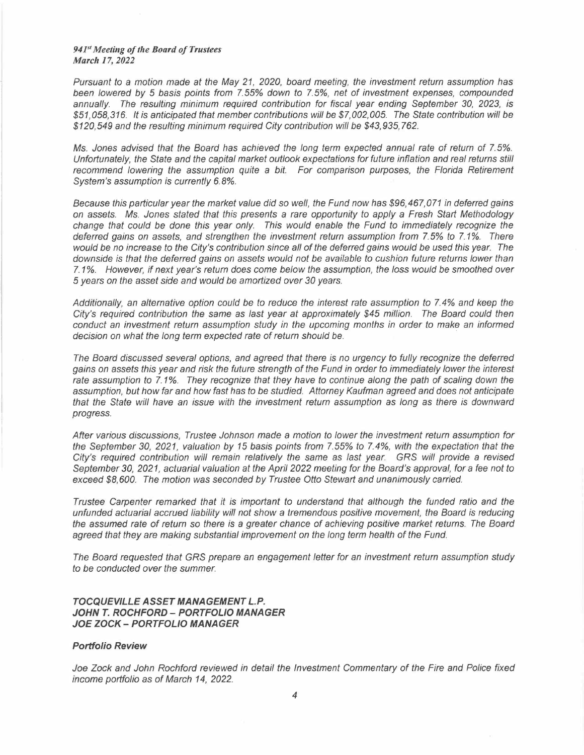*Pursuant to a motion made at the May 21, 2020, board meeting, the investment return assumption has been lowered by 5 basis points from 7.55% down to 7.5%, net of investment expenses, compounded annually. The resulting minimum required contribution for fiscal year ending September 30, 2023, is $51,058,316. It is anticipated that member contributions will be $7,002,005. The State contribution will be $120,549 and the resulting minimum required City contribution will be $43,935,762.*

*Ms. Jones advised that the Board has achieved the long term expected annual rate of return of 7.5%. Unfortunately, the State and the capital market outlook expectations for future inflation and real returns still recommend lowering the assumption quite a bit. For comparison purposes, the Florida Retirement System's assumption is currently 6.8%.*

*Because this particular year the market value did so well, the Fund now has $96,467,071 in deferred gains on assets. Ms. Jones stated that this presents a rare opportunity to apply a Fresh Start Methodology change that could be done this year only. This would enable the Fund to immediately recognize the deferred gains on assets, and strengthen the investment return assumption from 7.5% to 7.1%. There would be no increase to the City's contribution since all of the deferred gains would be used this year. The downside is that the deferred gains on assets would not be available to cushion future returns lower than 7.1%. However, if next year's return does come below the assumption, the loss would be smoothed over 5 years on the asset side and would be amortized over 30 years.*

*Additionally, an alternative option could be to reduce the interest rate assumption to 7.4% and keep the City's required contribution the same as last year at approximately $45 million. The Board could then conduct an investment return assumption study in the upcoming months in order to make an informed decision on what the long term expected rate of return should be.*

*The Board discussed several options, and agreed that there is no urgency to fully recognize the deferred gains on assets this year and risk the future strength of the Fund in order to immediately lower the interest rate assumption to 7.1%. They recognize that they have to continue along the path of scaling down the assumption, but how far and how fast has to be studied. Attorney Kaufman agreed and does not anticipate that the State will have an issue with the investment return assumption as long as there is downward progress.*

*After various discussions, Trustee Johnson made a motion to lower the investment return assumption for the September 30, 2021, valuation by 15 basis points from 7.55% to 7.4%, with the expectation that the City's required contribution will remain relatively the same as last year. GRS will provide a revised September 30, 2021, actuarial valuation at the April 2022 meeting for the Board's approval, for a fee not to exceed $8,600. The motion was seconded by Trustee Otto Stewart and unanimously carried.*

*Trustee Carpenter remarked that it is important to understand that although the funded ratio and the unfunded actuarial accrued liability will not show a tremendous positive movement, the Board is reducing the assumed rate of return so there is a greater chance of achieving positive market returns. The Board agreed that they are making substantial improvement on the long term health of the Fund.*

*The Board requested that GRS prepare an engagement letter for an investment return assumption study to be conducted over the summer.*

***TOCQUEVILLE ASSET MANAGEMENT L.P.***
***JOHN T. ROCHFORD – PORTFOLIO MANAGER***
***JOE ZOCK – PORTFOLIO MANAGER***

***Portfolio Review***

*Joe Zock and John Rochford reviewed in detail the Investment Commentary of the Fire and Police fixed income portfolio as of March 14, 2022.*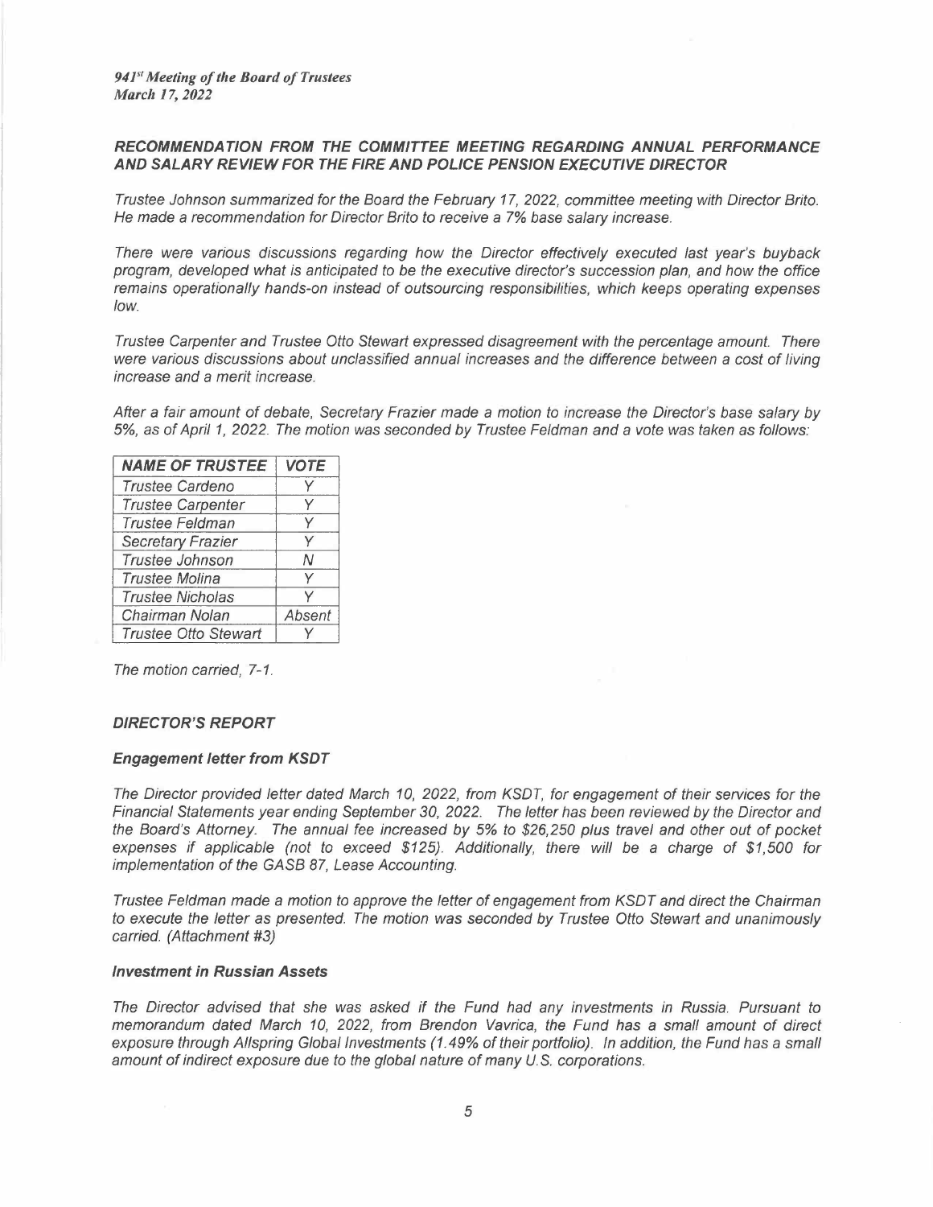## RECOMMENDATION FROM THE COMMITTEE MEETING REGARDING ANNUAL PERFORMANCE AND SALARY REVIEW FOR THE FIRE AND POLICE PENSION EXECUTIVE DIRECTOR

*Trustee Johnson summarized for the Board the February 17, 2022, committee meeting with Director Brito. He made a recommendation for Director Brito to receive a 7% base salary increase.*

*There were various discussions regarding how the Director effectively executed last year's buyback program, developed what is anticipated to be the executive director's succession plan, and how the office remains operationally hands-on instead of outsourcing responsibilities, which keeps operating expenses low.*

*Trustee Carpenter and Trustee Otto Stewart expressed disagreement with the percentage amount. There were various discussions about unclassified annual increases and the difference between a cost of living increase and a merit increase.*

*After a fair amount of debate, Secretary Frazier made a motion to increase the Director's base salary by 5%, as of April 1, 2022. The motion was seconded by Trustee Feldman and a vote was taken as follows:*

| NAME OF TRUSTEE | VOTE |
|---|---|
| Trustee Cardeno | Y |
| Trustee Carpenter | Y |
| Trustee Feldman | Y |
| Secretary Frazier | Y |
| Trustee Johnson | N |
| Trustee Molina | Y |
| Trustee Nicholas | Y |
| Chairman Nolan | Absent |
| Trustee Otto Stewart | Y |

*The motion carried, 7-1.*

## DIRECTOR'S REPORT

### Engagement letter from KSDT

*The Director provided letter dated March 10, 2022, from KSDT, for engagement of their services for the Financial Statements year ending September 30, 2022. The letter has been reviewed by the Director and the Board's Attorney. The annual fee increased by 5% to $26,250 plus travel and other out of pocket expenses if applicable (not to exceed $125). Additionally, there will be a charge of $1,500 for implementation of the GASB 87, Lease Accounting.*

*Trustee Feldman made a motion to approve the letter of engagement from KSDT and direct the Chairman to execute the letter as presented. The motion was seconded by Trustee Otto Stewart and unanimously carried. (Attachment #3)*

### Investment in Russian Assets

*The Director advised that she was asked if the Fund had any investments in Russia. Pursuant to memorandum dated March 10, 2022, from Brendon Vavrica, the Fund has a small amount of direct exposure through Allspring Global Investments (1.49% of their portfolio). In addition, the Fund has a small amount of indirect exposure due to the global nature of many U.S. corporations.*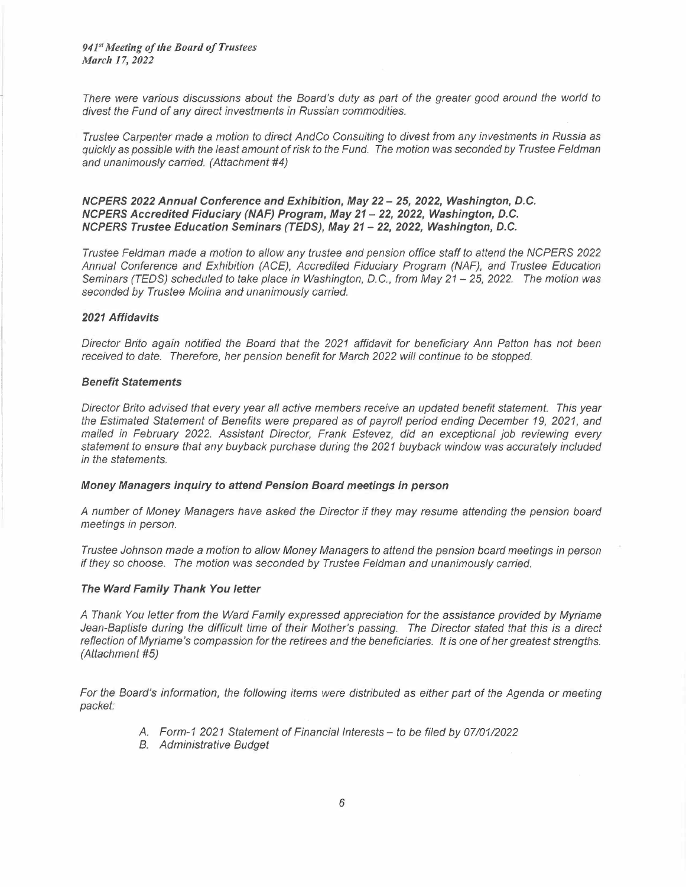*There were various discussions about the Board's duty as part of the greater good around the world to divest the Fund of any direct investments in Russian commodities.*

*Trustee Carpenter made a motion to direct AndCo Consulting to divest from any investments in Russia as quickly as possible with the least amount of risk to the Fund. The motion was seconded by Trustee Feldman and unanimously carried. (Attachment #4)*

***NCPERS 2022 Annual Conference and Exhibition, May 22 – 25, 2022, Washington, D.C.***
***NCPERS Accredited Fiduciary (NAF) Program, May 21 – 22, 2022, Washington, D.C.***
***NCPERS Trustee Education Seminars (TEDS), May 21 – 22, 2022, Washington, D.C.***

*Trustee Feldman made a motion to allow any trustee and pension office staff to attend the NCPERS 2022 Annual Conference and Exhibition (ACE), Accredited Fiduciary Program (NAF), and Trustee Education Seminars (TEDS) scheduled to take place in Washington, D.C., from May 21 – 25, 2022. The motion was seconded by Trustee Molina and unanimously carried.*

***2021 Affidavits***

*Director Brito again notified the Board that the 2021 affidavit for beneficiary Ann Patton has not been received to date. Therefore, her pension benefit for March 2022 will continue to be stopped.*

***Benefit Statements***

*Director Brito advised that every year all active members receive an updated benefit statement. This year the Estimated Statement of Benefits were prepared as of payroll period ending December 19, 2021, and mailed in February 2022. Assistant Director, Frank Estevez, did an exceptional job reviewing every statement to ensure that any buyback purchase during the 2021 buyback window was accurately included in the statements.*

***Money Managers inquiry to attend Pension Board meetings in person***

*A number of Money Managers have asked the Director if they may resume attending the pension board meetings in person.*

*Trustee Johnson made a motion to allow Money Managers to attend the pension board meetings in person if they so choose. The motion was seconded by Trustee Feldman and unanimously carried.*

***The Ward Family Thank You letter***

*A Thank You letter from the Ward Family expressed appreciation for the assistance provided by Myriame Jean-Baptiste during the difficult time of their Mother's passing. The Director stated that this is a direct reflection of Myriame's compassion for the retirees and the beneficiaries. It is one of her greatest strengths. (Attachment #5)*

*For the Board's information, the following items were distributed as either part of the Agenda or meeting packet:*

- *A. Form-1 2021 Statement of Financial Interests – to be filed by 07/01/2022*
- *B. Administrative Budget*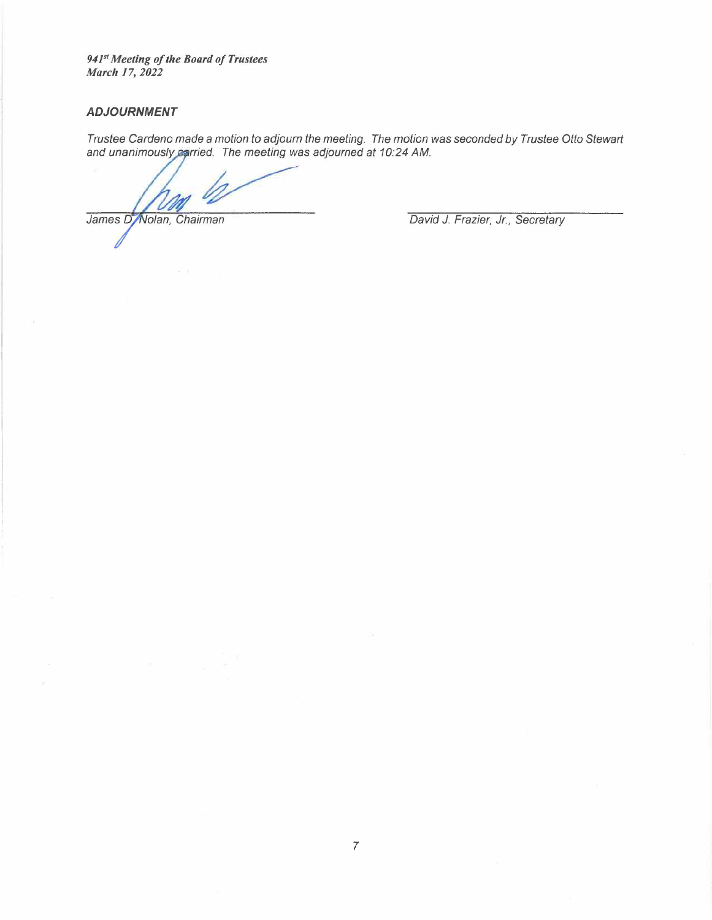*941st Meeting of the Board of Trustees*
*March 17, 2022*

### *ADJOURNMENT*

*Trustee Cardeno made a motion to adjourn the meeting. The motion was seconded by Trustee Otto Stewart and unanimously carried. The meeting was adjourned at 10:24 AM.*

*James D. Nolan, Chairman*

*David J. Frazier, Jr., Secretary*